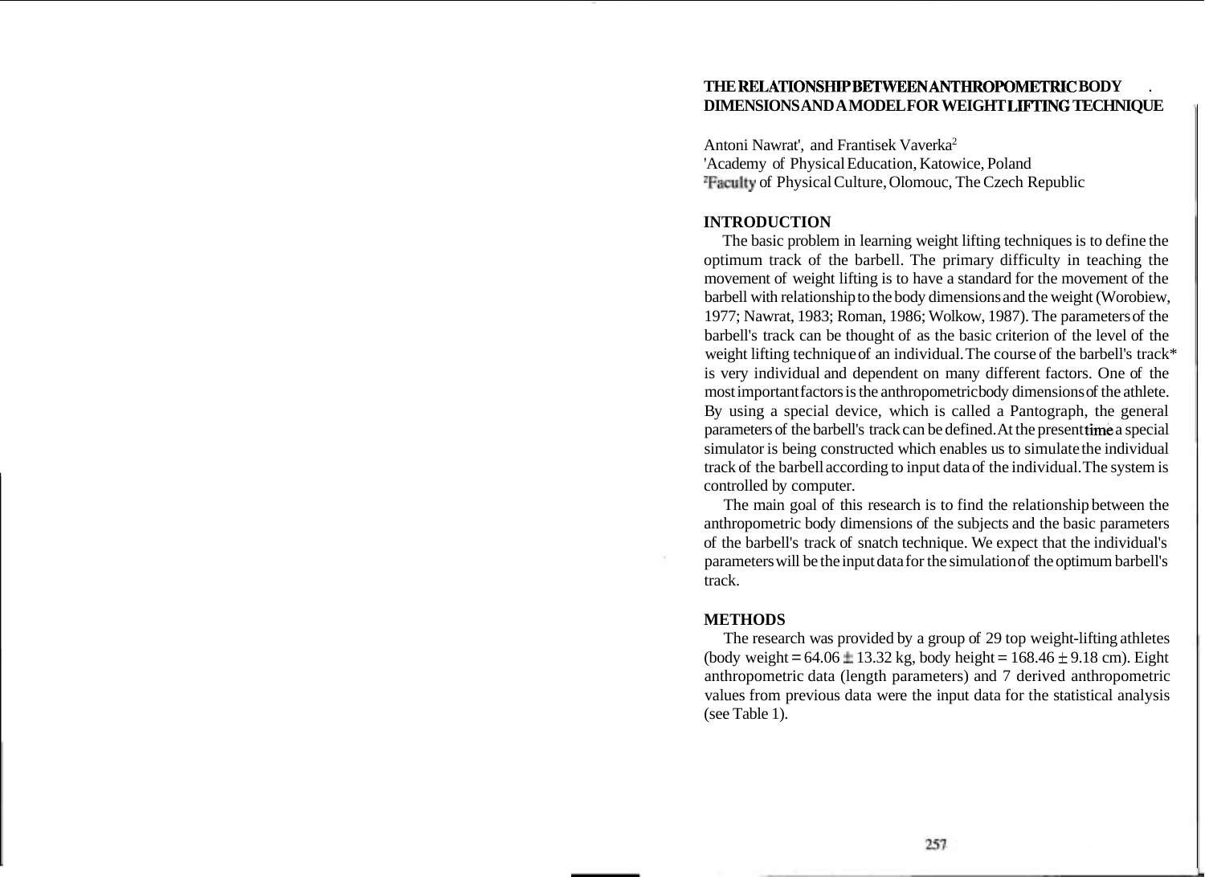# THE RELATIONSHIP BETWEEN ANTHROPOMETRIC BODY DIMENSIONS AND A MODEL FOR WEIGHT LIFTING TECHNIQUE

Antoni Nawrat[1], and Frantisek Vaverka[2]

[1]Academy of Physical Education, Katowice, Poland

[2]Faculty of Physical Culture, Olomouc, The Czech Republic

## INTRODUCTION

The basic problem in learning weight lifting techniques is to define the optimum track of the barbell. The primary difficulty in teaching the movement of weight lifting is to have a standard for the movement of the barbell with relationship to the body dimensions and the weight (Worobiew, 1977; Nawrat, 1983; Roman, 1986; Wolkow, 1987). The parameters of the barbell's track can be thought of as the basic criterion of the level of the weight lifting technique of an individual. The course of the barbell's track* is very individual and dependent on many different factors. One of the most important factors is the anthropometric body dimensions of the athlete. By using a special device, which is called a Pantograph, the general parameters of the barbell's track can be defined. At the present time a special simulator is being constructed which enables us to simulate the individual track of the barbell according to input data of the individual. The system is controlled by computer.

The main goal of this research is to find the relationship between the anthropometric body dimensions of the subjects and the basic parameters of the barbell's track of snatch technique. We expect that the individual's parameters will be the input data for the simulation of the optimum barbell's track.

## METHODS

The research was provided by a group of 29 top weight-lifting athletes (body weight = 64.06 ± 13.32 kg, body height = 168.46 ± 9.18 cm). Eight anthropometric data (length parameters) and 7 derived anthropometric values from previous data were the input data for the statistical analysis (see Table 1).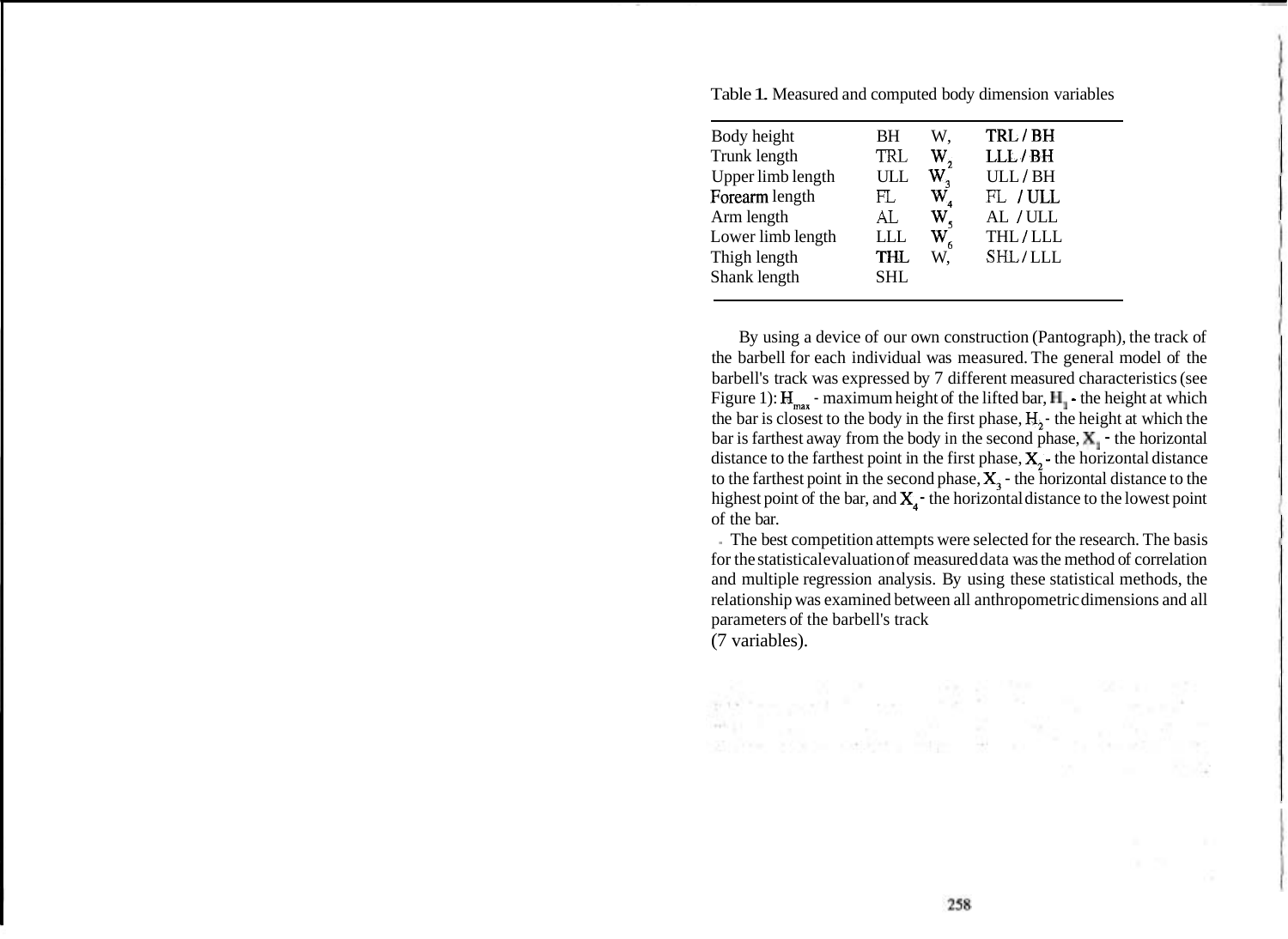Table 1. Measured and computed body dimension variables

| | | | |
|---|---|---|---|
| Body height | BH | $W_1$ | TRL / BH |
| Trunk length | TRL | $W_2$ | LLL / BH |
| Upper limb length | ULL | $W_3$ | ULL / BH |
| Forearm length | FL | $W_4$ | FL / ULL |
| Arm length | AL | $W_5$ | AL / ULL |
| Lower limb length | LLL | $W_6$ | THL / LLL |
| Thigh length | THL | $W_7$ | SHL / LLL |
| Shank length | SHL | | |

By using a device of our own construction (Pantograph), the track of the barbell for each individual was measured. The general model of the barbell's track was expressed by 7 different measured characteristics (see Figure 1): $H_{max}$ - maximum height of the lifted bar, $H_1$ - the height at which the bar is closest to the body in the first phase, $H_2$ - the height at which the bar is farthest away from the body in the second phase, $X_1$ - the horizontal distance to the farthest point in the first phase, $X_2$ - the horizontal distance to the farthest point in the second phase, $X_3$ - the horizontal distance to the highest point of the bar, and $X_4$ - the horizontal distance to the lowest point of the bar.

The best competition attempts were selected for the research. The basis for the statistical evaluation of measured data was the method of correlation and multiple regression analysis. By using these statistical methods, the relationship was examined between all anthropometric dimensions and all parameters of the barbell's track (7 variables).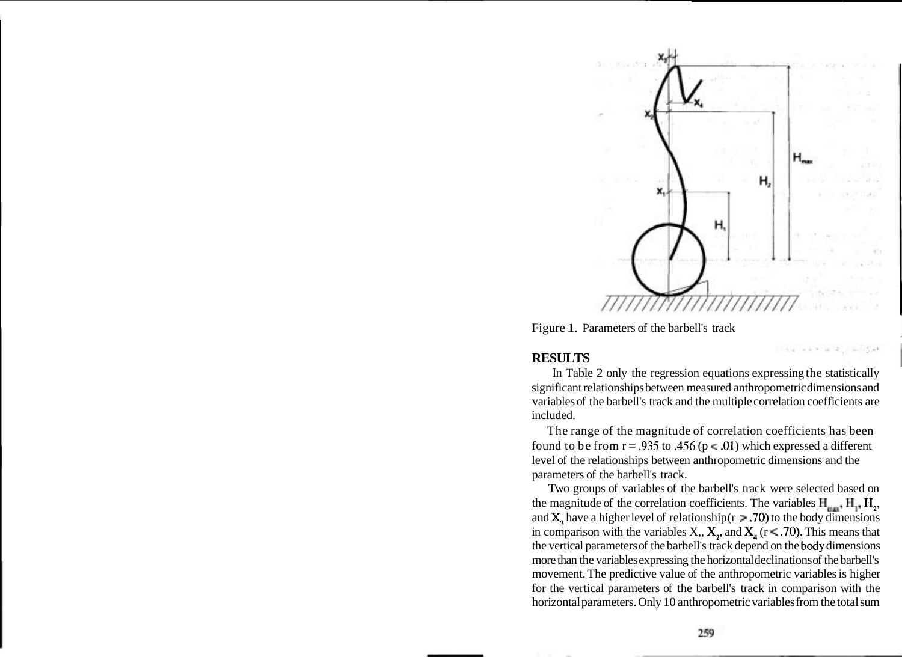Figure 1. Parameters of the barbell's track

## RESULTS

In Table 2 only the regression equations expressing the statistically significant relationships between measured anthropometric dimensions and variables of the barbell's track and the multiple correlation coefficients are included.

The range of the magnitude of correlation coefficients has been found to be from r = .935 to .456 ($p < .01$) which expressed a different level of the relationships between anthropometric dimensions and the parameters of the barbell's track.

Two groups of variables of the barbell's track were selected based on the magnitude of the correlation coefficients. The variables $H_{max}$, $H_1$, $H_2$, and $X_3$ have a higher level of relationship ($r > .70$) to the body dimensions in comparison with the variables $X_1$, $X_2$, and $X_4$ ($r < .70$). This means that the vertical parameters of the barbell's track depend on the body dimensions more than the variables expressing the horizontal declinations of the barbell's movement. The predictive value of the anthropometric variables is higher for the vertical parameters of the barbell's track in comparison with the horizontal parameters. Only 10 anthropometric variables from the total sum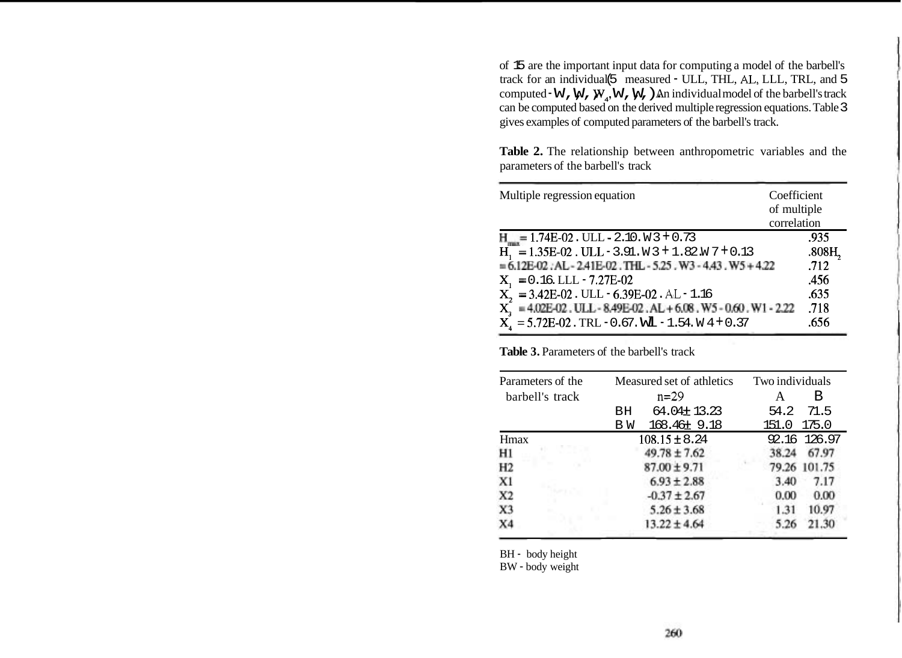of 15 are the important input data for computing a model of the barbell's track for an individual (5 measured - ULL, THL, AL, LLL, TRL, and 5 computed - $W_1, W_3, W_4, W_5, W_7$). An individual model of the barbell's track can be computed based on the derived multiple regression equations. Table 3 gives examples of computed parameters of the barbell's track.

**Table 2.** The relationship between anthropometric variables and the parameters of the barbell's track

| Multiple regression equation | Coefficient of multiple correlation |
|---|---|
| $H_{max}$ = 1.74E-02 . ULL - 2.10 . W3 + 0.73 | .935 |
| $H_1$ = 1.35E-02 . ULL - 3.91 . W3 + 1.82 . W7 + 0.13 | .808 |
| $H_2$ = 6.12E-02 . AL - 2.41E-02 . THL - 5.25 . W3 - 4.43 . W5 + 4.22 | .712 |
| $X_1$ = 0.16 . LLL - 7.27E-02 | .456 |
| $X_2$ = 3.42E-02 . ULL - 6.39E-02 . AL - 1.16 | .635 |
| $X_3$ = 4.02E-02 . ULL - 8.49E-02 . AL + 6.08 . W5 - 0.60 . W1 - 2.22 | .718 |
| $X_4$ = 5.72E-02 . TRL - 0.67 . W1 - 1.54 . W4 + 0.37 | .656 |

**Table 3.** Parameters of the barbell's track

| Parameters of the barbell's track | Measured set of athletics n=29 | Two individuals A | B |
|---|---|---|---|
| | BH 64.04 ± 13.23 | 54.2 | 71.5 |
| | BW 168.46 ± 9.18 | 151.0 | 175.0 |
| Hmax | 108.15 ± 8.24 | 92.16 | 126.97 |
| H1 | 49.78 ± 7.62 | 38.24 | 67.97 |
| H2 | 87.00 ± 9.71 | 79.26 | 101.75 |
| X1 | 6.93 ± 2.88 | 3.40 | 7.17 |
| X2 | -0.37 ± 2.67 | 0.00 | 0.00 |
| X3 | 5.26 ± 3.68 | 1.31 | 10.97 |
| X4 | 13.22 ± 4.64 | 5.26 | 21.30 |

BH - body height
BW - body weight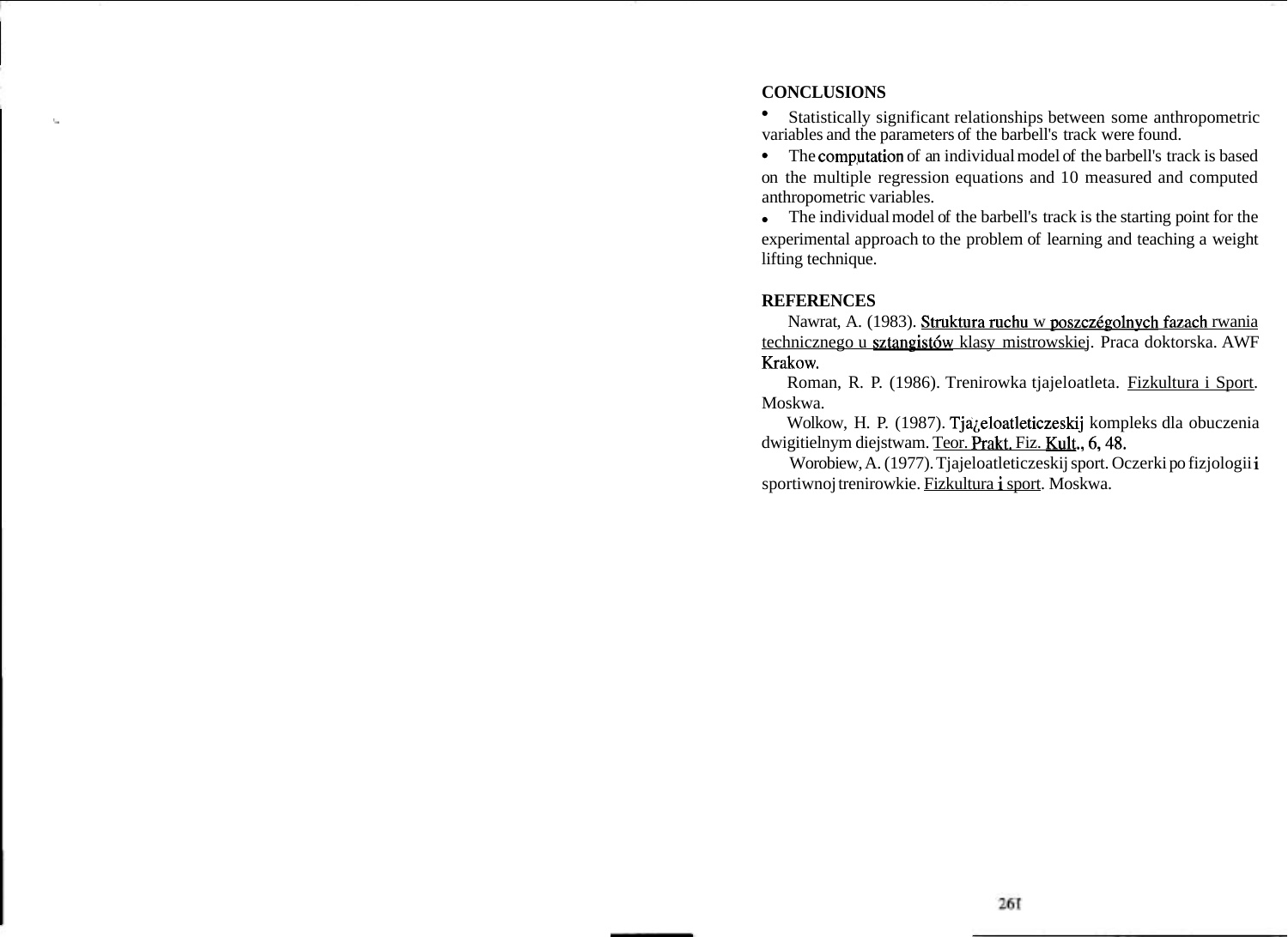## CONCLUSIONS

- Statistically significant relationships between some anthropometric variables and the parameters of the barbell's track were found.
- The computation of an individual model of the barbell's track is based on the multiple regression equations and 10 measured and computed anthropometric variables.
- The individual model of the barbell's track is the starting point for the experimental approach to the problem of learning and teaching a weight lifting technique.

## REFERENCES

Nawrat, A. (1983). Struktura ruchu w poszczégolnych fazach rwania technicznego u sztangistów klasy mistrowskiej. Praca doktorska. AWF Krakow.

Roman, R. P. (1986). Trenirowka tjajeloatleta. Fizkultura i Sport. Moskwa.

Wolkow, H. P. (1987). Tja¿eloatleticzeskij kompleks dla obuczenia dwigitielnym diejstwam. Teor. Prakt. Fiz. Kult., 6, 48.

Worobiew, A. (1977). Tjajeloatleticzeskij sport. Oczerki po fizjologii i sportiwnoj trenirowkie. Fizkultura i sport. Moskwa.